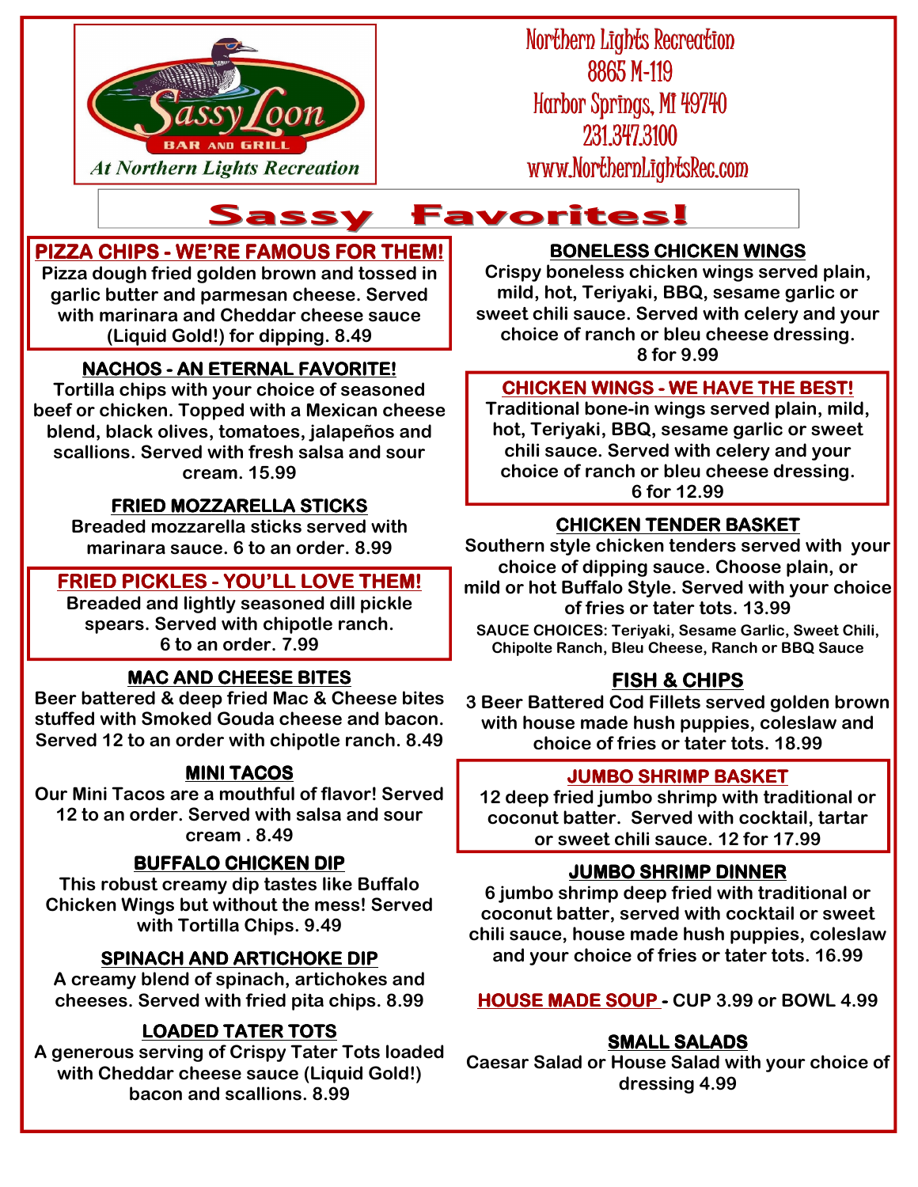Sassy Loon

BAR AND GRILL

*At Northern Lights Recreation*

Northern Lights Recreation
8865 M-119
Harbor Springs, MI 49740
231.347.3100
www.NorthernLightsRec.com

# Sassy Favorites!

### PIZZA CHIPS - WE'RE FAMOUS FOR THEM!

**Pizza dough fried golden brown and tossed in garlic butter and parmesan cheese. Served with marinara and Cheddar cheese sauce (Liquid Gold!) for dipping. 8.49**

### NACHOS - AN ETERNAL FAVORITE!

**Tortilla chips with your choice of seasoned beef or chicken. Topped with a Mexican cheese blend, black olives, tomatoes, jalapeños and scallions. Served with fresh salsa and sour cream. 15.99**

### FRIED MOZZARELLA STICKS

**Breaded mozzarella sticks served with marinara sauce. 6 to an order. 8.99**

### FRIED PICKLES - YOU'LL LOVE THEM!

**Breaded and lightly seasoned dill pickle spears. Served with chipotle ranch. 6 to an order. 7.99**

### MAC AND CHEESE BITES

**Beer battered & deep fried Mac & Cheese bites stuffed with Smoked Gouda cheese and bacon. Served 12 to an order with chipotle ranch. 8.49**

### MINI TACOS

**Our Mini Tacos are a mouthful of flavor! Served 12 to an order. Served with salsa and sour cream . 8.49**

### BUFFALO CHICKEN DIP

**This robust creamy dip tastes like Buffalo Chicken Wings but without the mess! Served with Tortilla Chips. 9.49**

### SPINACH AND ARTICHOKE DIP

**A creamy blend of spinach, artichokes and cheeses. Served with fried pita chips. 8.99**

### LOADED TATER TOTS

**A generous serving of Crispy Tater Tots loaded with Cheddar cheese sauce (Liquid Gold!) bacon and scallions. 8.99**

### BONELESS CHICKEN WINGS

**Crispy boneless chicken wings served plain, mild, hot, Teriyaki, BBQ, sesame garlic or sweet chili sauce. Served with celery and your choice of ranch or bleu cheese dressing. 8 for 9.99**

### CHICKEN WINGS - WE HAVE THE BEST!

**Traditional bone-in wings served plain, mild, hot, Teriyaki, BBQ, sesame garlic or sweet chili sauce. Served with celery and your choice of ranch or bleu cheese dressing. 6 for 12.99**

### CHICKEN TENDER BASKET

**Southern style chicken tenders served with your choice of dipping sauce. Choose plain, or mild or hot Buffalo Style. Served with your choice of fries or tater tots. 13.99**

**SAUCE CHOICES: Teriyaki, Sesame Garlic, Sweet Chili, Chipolte Ranch, Bleu Cheese, Ranch or BBQ Sauce**

### FISH & CHIPS

**3 Beer Battered Cod Fillets served golden brown with house made hush puppies, coleslaw and choice of fries or tater tots. 18.99**

### JUMBO SHRIMP BASKET

**12 deep fried jumbo shrimp with traditional or coconut batter. Served with cocktail, tartar or sweet chili sauce. 12 for 17.99**

### JUMBO SHRIMP DINNER

**6 jumbo shrimp deep fried with traditional or coconut batter, served with cocktail or sweet chili sauce, house made hush puppies, coleslaw and your choice of fries or tater tots. 16.99**

### HOUSE MADE SOUP - CUP 3.99 or BOWL 4.99

### SMALL SALADS

**Caesar Salad or House Salad with your choice of dressing 4.99**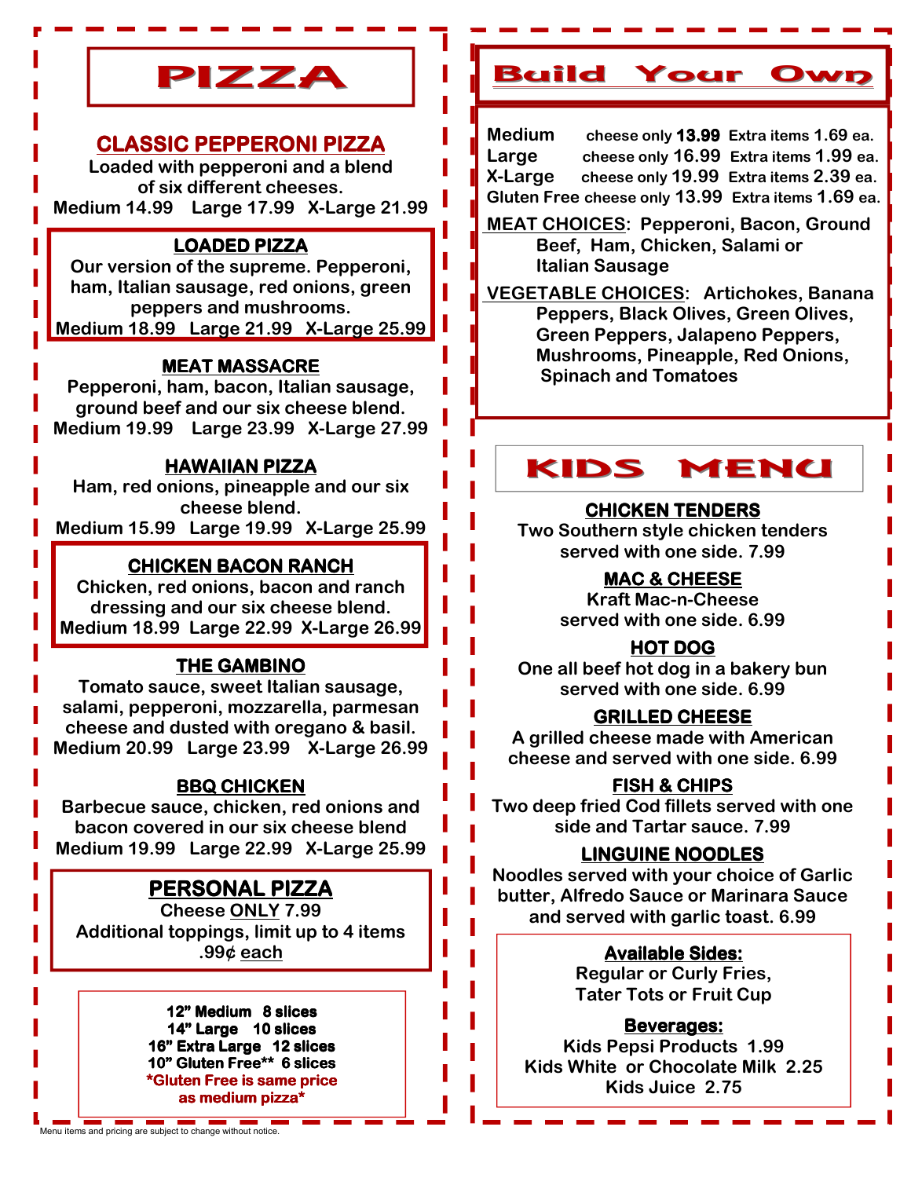# PIZZA

## CLASSIC PEPPERONI PIZZA

Loaded with pepperoni and a blend of six different cheeses.
Medium 14.99  Large 17.99  X-Large 21.99

## LOADED PIZZA

Our version of the supreme. Pepperoni, ham, Italian sausage, red onions, green peppers and mushrooms.
Medium 18.99  Large 21.99  X-Large 25.99

## MEAT MASSACRE

Pepperoni, ham, bacon, Italian sausage, ground beef and our six cheese blend.
Medium 19.99  Large 23.99  X-Large 27.99

## HAWAIIAN PIZZA

Ham, red onions, pineapple and our six cheese blend.
Medium 15.99  Large 19.99  X-Large 25.99

## CHICKEN BACON RANCH

Chicken, red onions, bacon and ranch dressing and our six cheese blend.
Medium 18.99  Large 22.99  X-Large 26.99

## THE GAMBINO

Tomato sauce, sweet Italian sausage, salami, pepperoni, mozzarella, parmesan cheese and dusted with oregano & basil.
Medium 20.99  Large 23.99  X-Large 26.99

## BBQ CHICKEN

Barbecue sauce, chicken, red onions and bacon covered in our six cheese blend
Medium 19.99  Large 22.99  X-Large 25.99

## PERSONAL PIZZA

Cheese ONLY 7.99
Additional toppings, limit up to 4 items .99¢ each

**12" Medium 8 slices**
**14" Large 10 slices**
**16" Extra Large 12 slices**
**10" Gluten Free** 6 slices**
***Gluten Free is same price as medium pizza***

# Build Your Own

| | | |
|---|---|---|
| Medium | cheese only 13.99 | Extra items 1.69 ea. |
| Large | cheese only 16.99 | Extra items 1.99 ea. |
| X-Large | cheese only 19.99 | Extra items 2.39 ea. |
| Gluten Free | cheese only 13.99 | Extra items 1.69 ea. |

MEAT CHOICES: Pepperoni, Bacon, Ground Beef, Ham, Chicken, Salami or Italian Sausage

VEGETABLE CHOICES: Artichokes, Banana Peppers, Black Olives, Green Olives, Green Peppers, Jalapeno Peppers, Mushrooms, Pineapple, Red Onions, Spinach and Tomatoes

# KIDS MENU

## CHICKEN TENDERS

Two Southern style chicken tenders served with one side. 7.99

## MAC & CHEESE

Kraft Mac-n-Cheese served with one side. 6.99

## HOT DOG

One all beef hot dog in a bakery bun served with one side. 6.99

## GRILLED CHEESE

A grilled cheese made with American cheese and served with one side. 6.99

## FISH & CHIPS

Two deep fried Cod fillets served with one side and Tartar sauce. 7.99

## LINGUINE NOODLES

Noodles served with your choice of Garlic butter, Alfredo Sauce or Marinara Sauce and served with garlic toast. 6.99

**Available Sides:**
Regular or Curly Fries, Tater Tots or Fruit Cup

**Beverages:**
Kids Pepsi Products 1.99
Kids White or Chocolate Milk 2.25
Kids Juice 2.75

Menu items and pricing are subject to change without notice.